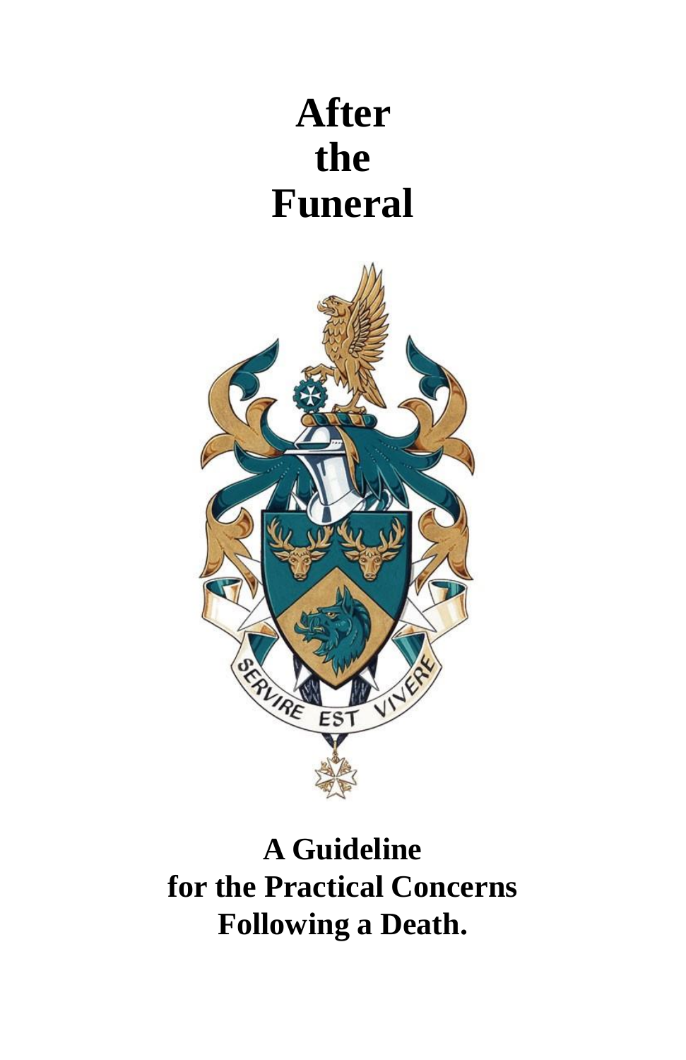# After the Funeral

SERVIRE EST VIVERE

**A Guideline for the Practical Concerns Following a Death.**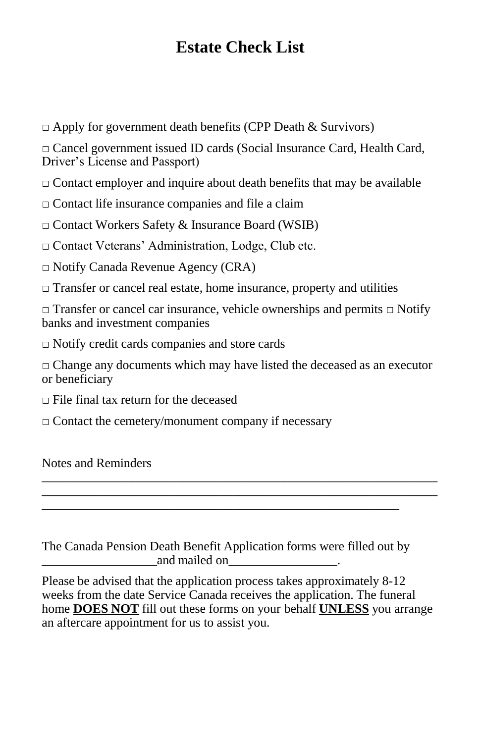# Estate Check List

□ Apply for government death benefits (CPP Death & Survivors)

□ Cancel government issued ID cards (Social Insurance Card, Health Card, Driver's License and Passport)

□ Contact employer and inquire about death benefits that may be available

□ Contact life insurance companies and file a claim

□ Contact Workers Safety & Insurance Board (WSIB)

□ Contact Veterans' Administration, Lodge, Club etc.

□ Notify Canada Revenue Agency (CRA)

□ Transfer or cancel real estate, home insurance, property and utilities

□ Transfer or cancel car insurance, vehicle ownerships and permits □ Notify banks and investment companies

□ Notify credit cards companies and store cards

□ Change any documents which may have listed the deceased as an executor or beneficiary

□ File final tax return for the deceased

□ Contact the cemetery/monument company if necessary

Notes and Reminders

_________________________________________________________________

_________________________________________________________________

___________________________________________________________

The Canada Pension Death Benefit Application forms were filled out by __________________and mailed on_________________.

Please be advised that the application process takes approximately 8-12 weeks from the date Service Canada receives the application. The funeral home **DOES NOT** fill out these forms on your behalf **UNLESS** you arrange an aftercare appointment for us to assist you.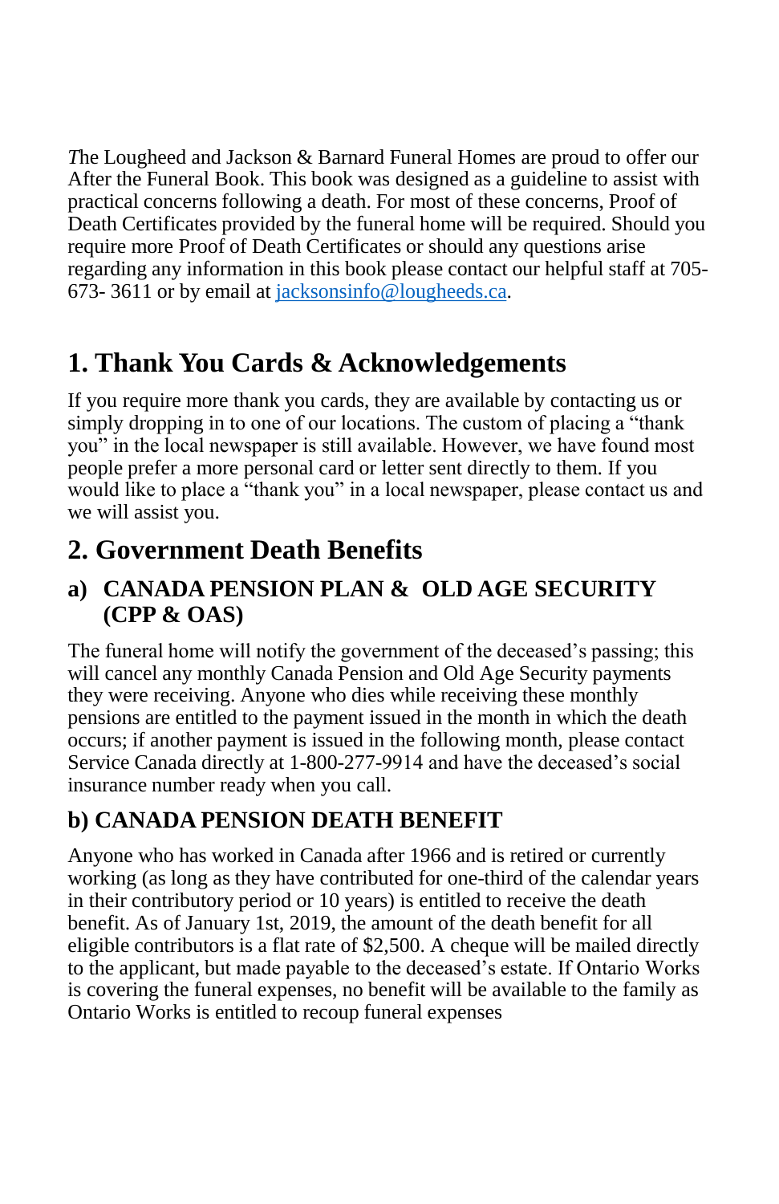*T*he Lougheed and Jackson & Barnard Funeral Homes are proud to offer our After the Funeral Book. This book was designed as a guideline to assist with practical concerns following a death. For most of these concerns, Proof of Death Certificates provided by the funeral home will be required. Should you require more Proof of Death Certificates or should any questions arise regarding any information in this book please contact our helpful staff at 705-673- 3611 or by email at jacksonsinfo@lougheeds.ca.

## 1. Thank You Cards & Acknowledgements

If you require more thank you cards, they are available by contacting us or simply dropping in to one of our locations. The custom of placing a "thank you" in the local newspaper is still available. However, we have found most people prefer a more personal card or letter sent directly to them. If you would like to place a "thank you" in a local newspaper, please contact us and we will assist you.

## 2. Government Death Benefits

### a) CANADA PENSION PLAN & OLD AGE SECURITY (CPP & OAS)

The funeral home will notify the government of the deceased's passing; this will cancel any monthly Canada Pension and Old Age Security payments they were receiving. Anyone who dies while receiving these monthly pensions are entitled to the payment issued in the month in which the death occurs; if another payment is issued in the following month, please contact Service Canada directly at 1-800-277-9914 and have the deceased's social insurance number ready when you call.

### b) CANADA PENSION DEATH BENEFIT

Anyone who has worked in Canada after 1966 and is retired or currently working (as long as they have contributed for one-third of the calendar years in their contributory period or 10 years) is entitled to receive the death benefit. As of January 1st, 2019, the amount of the death benefit for all eligible contributors is a flat rate of $2,500. A cheque will be mailed directly to the applicant, but made payable to the deceased's estate. If Ontario Works is covering the funeral expenses, no benefit will be available to the family as Ontario Works is entitled to recoup funeral expenses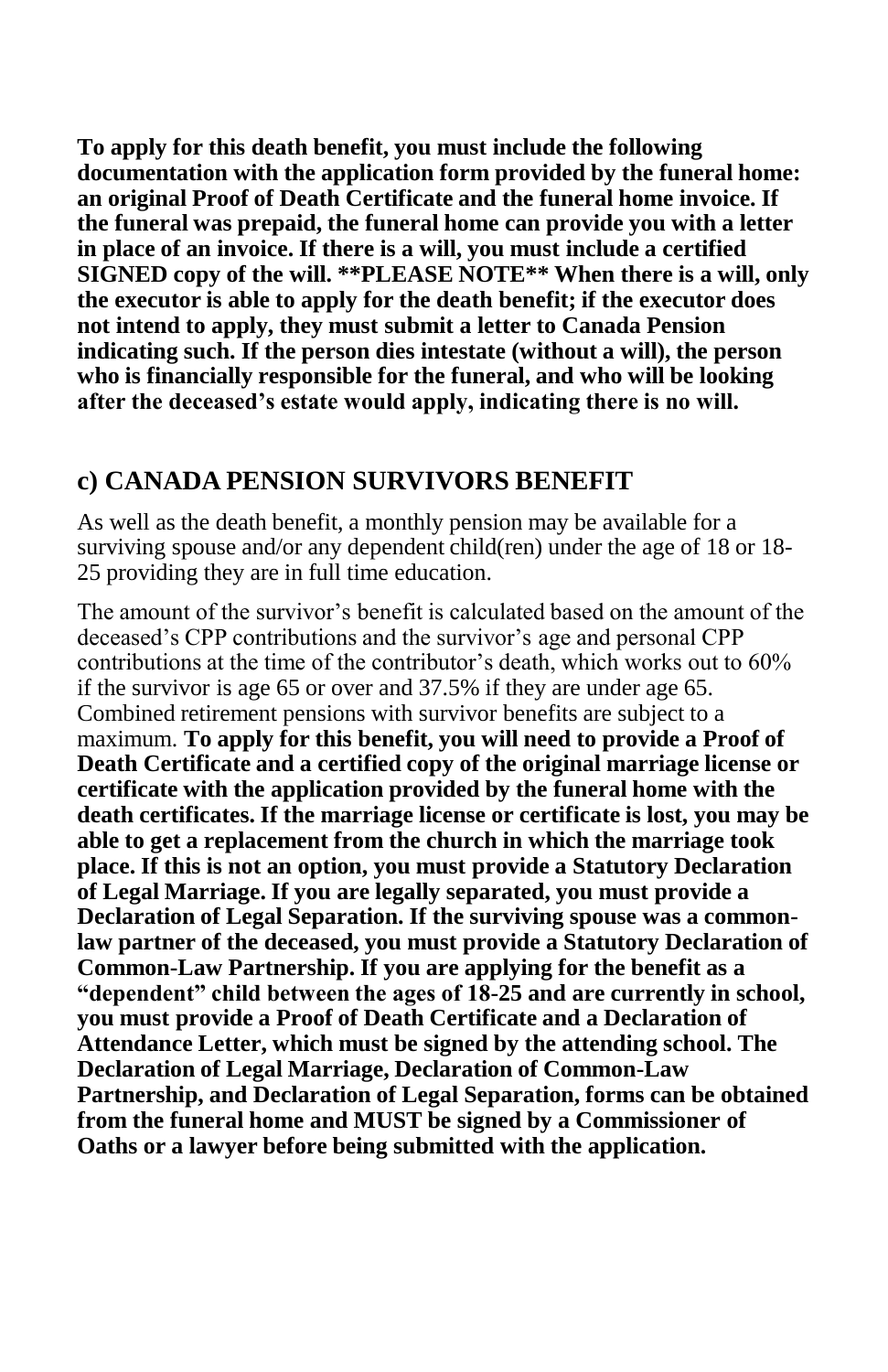**To apply for this death benefit, you must include the following documentation with the application form provided by the funeral home: an original Proof of Death Certificate and the funeral home invoice. If the funeral was prepaid, the funeral home can provide you with a letter in place of an invoice. If there is a will, you must include a certified SIGNED copy of the will. **PLEASE NOTE** When there is a will, only the executor is able to apply for the death benefit; if the executor does not intend to apply, they must submit a letter to Canada Pension indicating such. If the person dies intestate (without a will), the person who is financially responsible for the funeral, and who will be looking after the deceased's estate would apply, indicating there is no will.**

## c) CANADA PENSION SURVIVORS BENEFIT

As well as the death benefit, a monthly pension may be available for a surviving spouse and/or any dependent child(ren) under the age of 18 or 18-25 providing they are in full time education.

The amount of the survivor's benefit is calculated based on the amount of the deceased's CPP contributions and the survivor's age and personal CPP contributions at the time of the contributor's death, which works out to 60% if the survivor is age 65 or over and 37.5% if they are under age 65. Combined retirement pensions with survivor benefits are subject to a maximum. **To apply for this benefit, you will need to provide a Proof of Death Certificate and a certified copy of the original marriage license or certificate with the application provided by the funeral home with the death certificates. If the marriage license or certificate is lost, you may be able to get a replacement from the church in which the marriage took place. If this is not an option, you must provide a Statutory Declaration of Legal Marriage. If you are legally separated, you must provide a Declaration of Legal Separation. If the surviving spouse was a common-law partner of the deceased, you must provide a Statutory Declaration of Common-Law Partnership. If you are applying for the benefit as a "dependent" child between the ages of 18-25 and are currently in school, you must provide a Proof of Death Certificate and a Declaration of Attendance Letter, which must be signed by the attending school. The Declaration of Legal Marriage, Declaration of Common-Law Partnership, and Declaration of Legal Separation, forms can be obtained from the funeral home and MUST be signed by a Commissioner of Oaths or a lawyer before being submitted with the application.**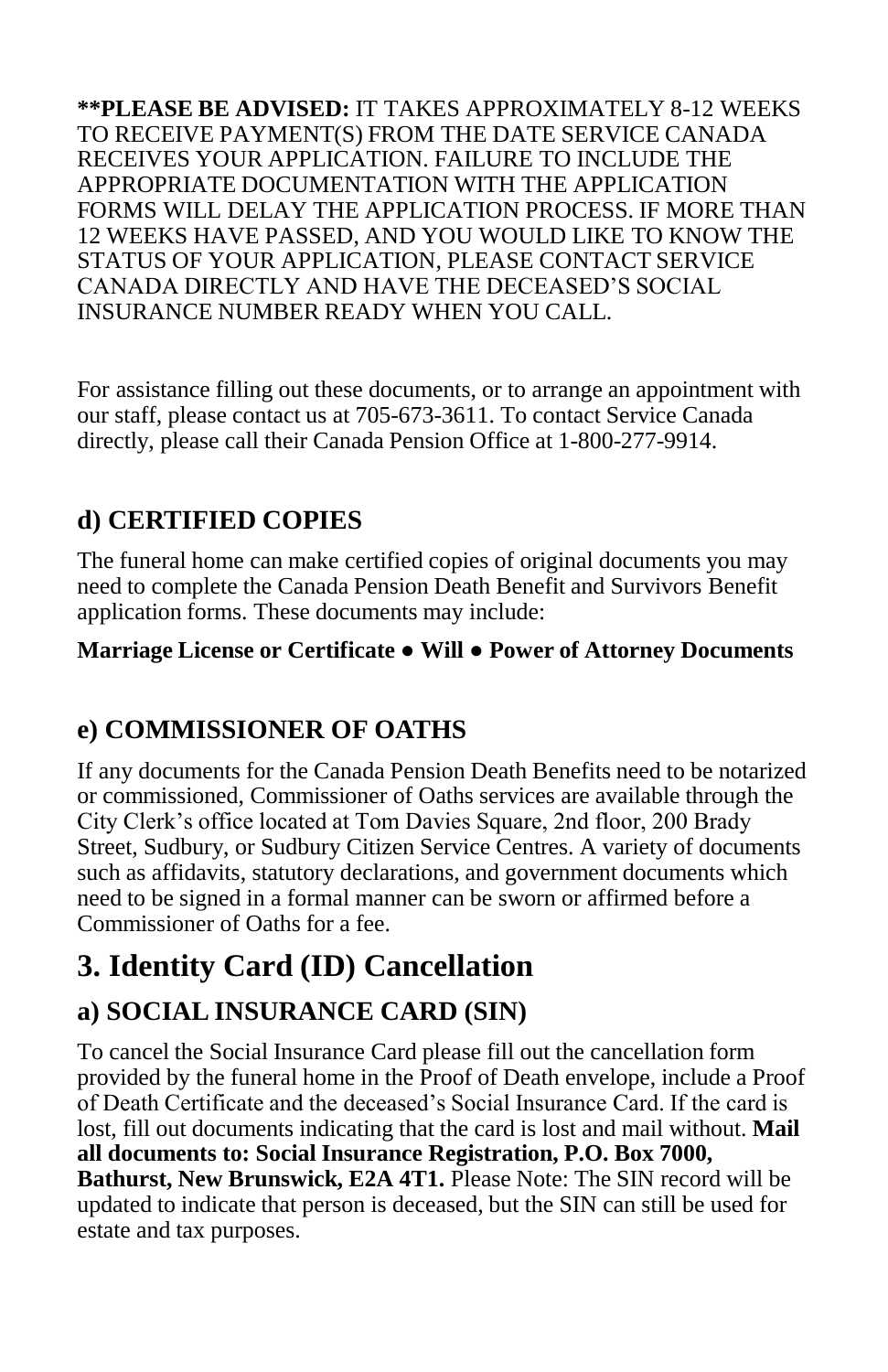**PLEASE BE ADVISED:** IT TAKES APPROXIMATELY 8-12 WEEKS TO RECEIVE PAYMENT(S) FROM THE DATE SERVICE CANADA RECEIVES YOUR APPLICATION. FAILURE TO INCLUDE THE APPROPRIATE DOCUMENTATION WITH THE APPLICATION FORMS WILL DELAY THE APPLICATION PROCESS. IF MORE THAN 12 WEEKS HAVE PASSED, AND YOU WOULD LIKE TO KNOW THE STATUS OF YOUR APPLICATION, PLEASE CONTACT SERVICE CANADA DIRECTLY AND HAVE THE DECEASED'S SOCIAL INSURANCE NUMBER READY WHEN YOU CALL.

For assistance filling out these documents, or to arrange an appointment with our staff, please contact us at 705-673-3611. To contact Service Canada directly, please call their Canada Pension Office at 1-800-277-9914.

### d) CERTIFIED COPIES

The funeral home can make certified copies of original documents you may need to complete the Canada Pension Death Benefit and Survivors Benefit application forms. These documents may include:

**Marriage License or Certificate ● Will ● Power of Attorney Documents**

### e) COMMISSIONER OF OATHS

If any documents for the Canada Pension Death Benefits need to be notarized or commissioned, Commissioner of Oaths services are available through the City Clerk's office located at Tom Davies Square, 2nd floor, 200 Brady Street, Sudbury, or Sudbury Citizen Service Centres. A variety of documents such as affidavits, statutory declarations, and government documents which need to be signed in a formal manner can be sworn or affirmed before a Commissioner of Oaths for a fee.

## 3. Identity Card (ID) Cancellation

### a) SOCIAL INSURANCE CARD (SIN)

To cancel the Social Insurance Card please fill out the cancellation form provided by the funeral home in the Proof of Death envelope, include a Proof of Death Certificate and the deceased's Social Insurance Card. If the card is lost, fill out documents indicating that the card is lost and mail without. **Mail all documents to: Social Insurance Registration, P.O. Box 7000, Bathurst, New Brunswick, E2A 4T1.** Please Note: The SIN record will be updated to indicate that person is deceased, but the SIN can still be used for estate and tax purposes.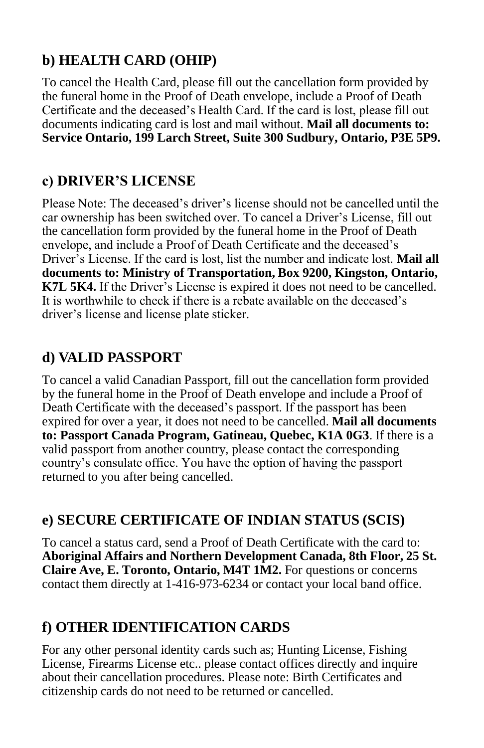## b) HEALTH CARD (OHIP)

To cancel the Health Card, please fill out the cancellation form provided by the funeral home in the Proof of Death envelope, include a Proof of Death Certificate and the deceased's Health Card. If the card is lost, please fill out documents indicating card is lost and mail without. **Mail all documents to: Service Ontario, 199 Larch Street, Suite 300 Sudbury, Ontario, P3E 5P9.**

## c) DRIVER'S LICENSE

Please Note: The deceased's driver's license should not be cancelled until the car ownership has been switched over. To cancel a Driver's License, fill out the cancellation form provided by the funeral home in the Proof of Death envelope, and include a Proof of Death Certificate and the deceased's Driver's License. If the card is lost, list the number and indicate lost. **Mail all documents to: Ministry of Transportation, Box 9200, Kingston, Ontario, K7L 5K4.** If the Driver's License is expired it does not need to be cancelled. It is worthwhile to check if there is a rebate available on the deceased's driver's license and license plate sticker.

## d) VALID PASSPORT

To cancel a valid Canadian Passport, fill out the cancellation form provided by the funeral home in the Proof of Death envelope and include a Proof of Death Certificate with the deceased's passport. If the passport has been expired for over a year, it does not need to be cancelled. **Mail all documents to: Passport Canada Program, Gatineau, Quebec, K1A 0G3**. If there is a valid passport from another country, please contact the corresponding country's consulate office. You have the option of having the passport returned to you after being cancelled.

## e) SECURE CERTIFICATE OF INDIAN STATUS (SCIS)

To cancel a status card, send a Proof of Death Certificate with the card to: **Aboriginal Affairs and Northern Development Canada, 8th Floor, 25 St. Claire Ave, E. Toronto, Ontario, M4T 1M2.** For questions or concerns contact them directly at 1-416-973-6234 or contact your local band office.

## f) OTHER IDENTIFICATION CARDS

For any other personal identity cards such as; Hunting License, Fishing License, Firearms License etc.. please contact offices directly and inquire about their cancellation procedures. Please note: Birth Certificates and citizenship cards do not need to be returned or cancelled.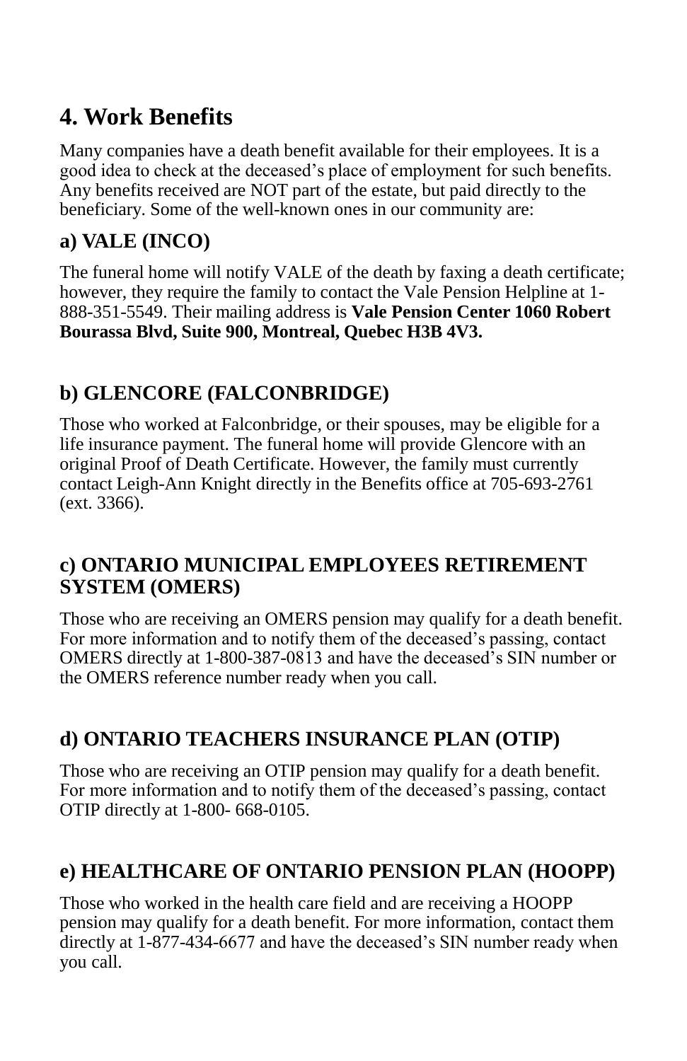# 4. Work Benefits

Many companies have a death benefit available for their employees. It is a good idea to check at the deceased's place of employment for such benefits. Any benefits received are NOT part of the estate, but paid directly to the beneficiary. Some of the well-known ones in our community are:

## a) VALE (INCO)

The funeral home will notify VALE of the death by faxing a death certificate; however, they require the family to contact the Vale Pension Helpline at 1-888-351-5549. Their mailing address is **Vale Pension Center 1060 Robert Bourassa Blvd, Suite 900, Montreal, Quebec H3B 4V3.**

## b) GLENCORE (FALCONBRIDGE)

Those who worked at Falconbridge, or their spouses, may be eligible for a life insurance payment. The funeral home will provide Glencore with an original Proof of Death Certificate. However, the family must currently contact Leigh-Ann Knight directly in the Benefits office at 705-693-2761 (ext. 3366).

## c) ONTARIO MUNICIPAL EMPLOYEES RETIREMENT SYSTEM (OMERS)

Those who are receiving an OMERS pension may qualify for a death benefit. For more information and to notify them of the deceased's passing, contact OMERS directly at 1-800-387-0813 and have the deceased's SIN number or the OMERS reference number ready when you call.

## d) ONTARIO TEACHERS INSURANCE PLAN (OTIP)

Those who are receiving an OTIP pension may qualify for a death benefit. For more information and to notify them of the deceased's passing, contact OTIP directly at 1-800- 668-0105.

## e) HEALTHCARE OF ONTARIO PENSION PLAN (HOOPP)

Those who worked in the health care field and are receiving a HOOPP pension may qualify for a death benefit. For more information, contact them directly at 1-877-434-6677 and have the deceased's SIN number ready when you call.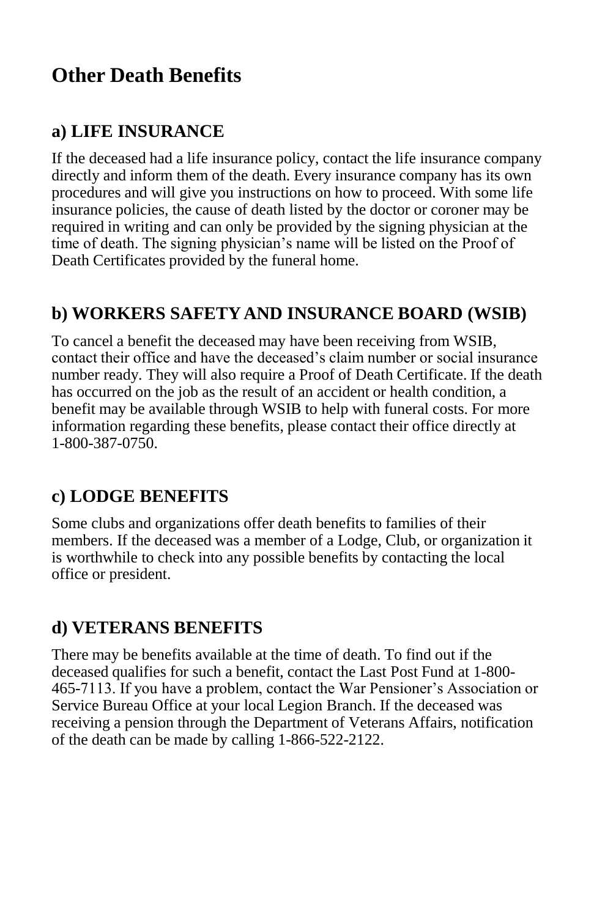# Other Death Benefits

## a) LIFE INSURANCE

If the deceased had a life insurance policy, contact the life insurance company directly and inform them of the death. Every insurance company has its own procedures and will give you instructions on how to proceed. With some life insurance policies, the cause of death listed by the doctor or coroner may be required in writing and can only be provided by the signing physician at the time of death. The signing physician's name will be listed on the Proof of Death Certificates provided by the funeral home.

## b) WORKERS SAFETY AND INSURANCE BOARD (WSIB)

To cancel a benefit the deceased may have been receiving from WSIB, contact their office and have the deceased's claim number or social insurance number ready. They will also require a Proof of Death Certificate. If the death has occurred on the job as the result of an accident or health condition, a benefit may be available through WSIB to help with funeral costs. For more information regarding these benefits, please contact their office directly at 1-800-387-0750.

## c) LODGE BENEFITS

Some clubs and organizations offer death benefits to families of their members. If the deceased was a member of a Lodge, Club, or organization it is worthwhile to check into any possible benefits by contacting the local office or president.

## d) VETERANS BENEFITS

There may be benefits available at the time of death. To find out if the deceased qualifies for such a benefit, contact the Last Post Fund at 1-800-465-7113. If you have a problem, contact the War Pensioner's Association or Service Bureau Office at your local Legion Branch. If the deceased was receiving a pension through the Department of Veterans Affairs, notification of the death can be made by calling 1-866-522-2122.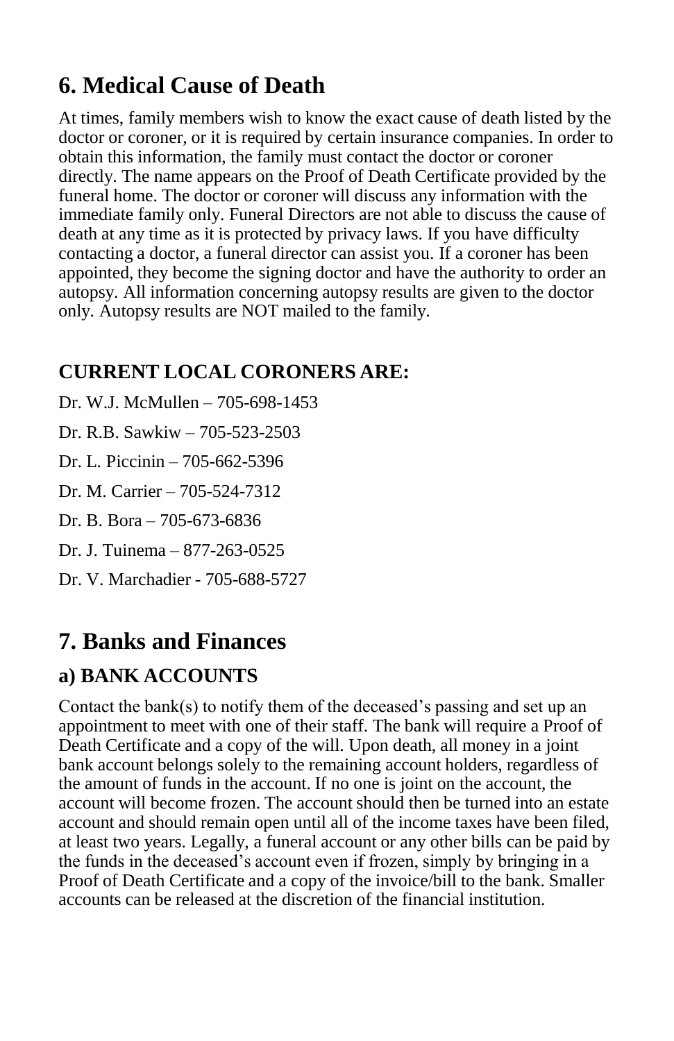## 6. Medical Cause of Death

At times, family members wish to know the exact cause of death listed by the doctor or coroner, or it is required by certain insurance companies. In order to obtain this information, the family must contact the doctor or coroner directly. The name appears on the Proof of Death Certificate provided by the funeral home. The doctor or coroner will discuss any information with the immediate family only. Funeral Directors are not able to discuss the cause of death at any time as it is protected by privacy laws. If you have difficulty contacting a doctor, a funeral director can assist you. If a coroner has been appointed, they become the signing doctor and have the authority to order an autopsy. All information concerning autopsy results are given to the doctor only. Autopsy results are NOT mailed to the family.

### CURRENT LOCAL CORONERS ARE:

Dr. W.J. McMullen – 705-698-1453

Dr. R.B. Sawkiw – 705-523-2503

Dr. L. Piccinin – 705-662-5396

Dr. M. Carrier – 705-524-7312

Dr. B. Bora – 705-673-6836

Dr. J. Tuinema – 877-263-0525

Dr. V. Marchadier - 705-688-5727

## 7. Banks and Finances

### a) BANK ACCOUNTS

Contact the bank(s) to notify them of the deceased's passing and set up an appointment to meet with one of their staff. The bank will require a Proof of Death Certificate and a copy of the will. Upon death, all money in a joint bank account belongs solely to the remaining account holders, regardless of the amount of funds in the account. If no one is joint on the account, the account will become frozen. The account should then be turned into an estate account and should remain open until all of the income taxes have been filed, at least two years. Legally, a funeral account or any other bills can be paid by the funds in the deceased's account even if frozen, simply by bringing in a Proof of Death Certificate and a copy of the invoice/bill to the bank. Smaller accounts can be released at the discretion of the financial institution.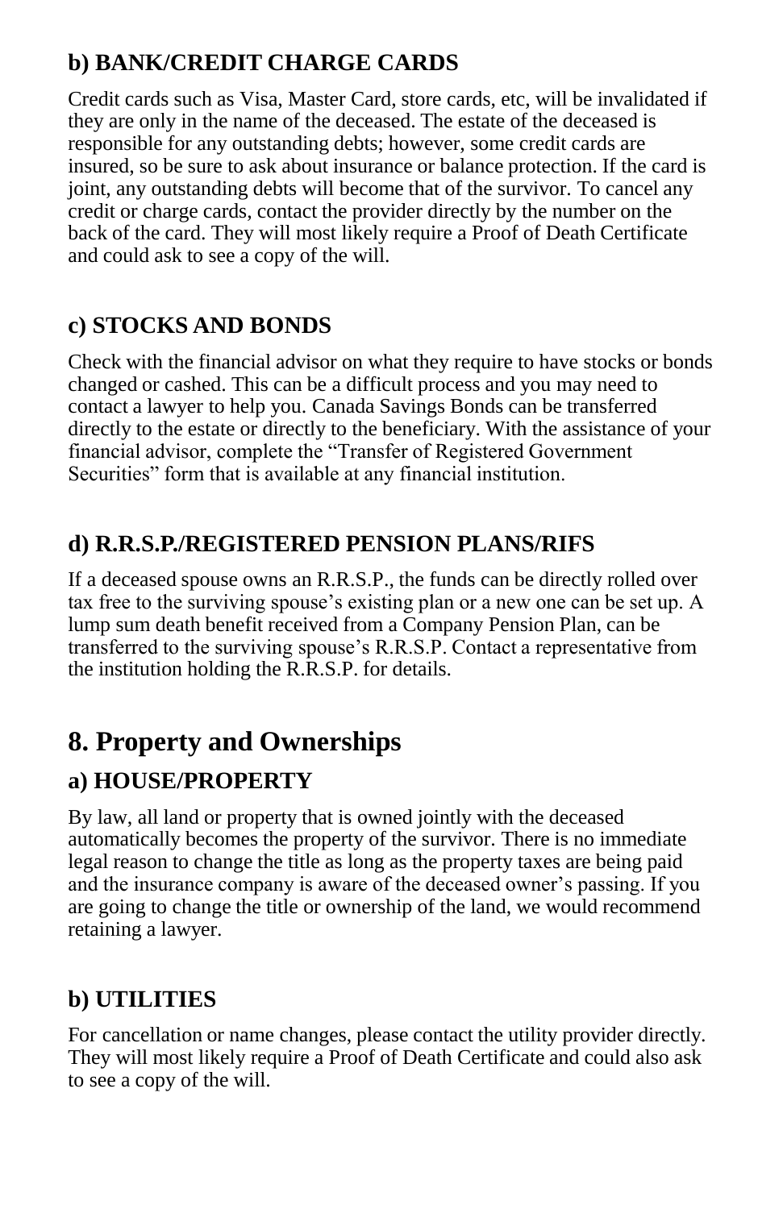### b) BANK/CREDIT CHARGE CARDS

Credit cards such as Visa, Master Card, store cards, etc, will be invalidated if they are only in the name of the deceased. The estate of the deceased is responsible for any outstanding debts; however, some credit cards are insured, so be sure to ask about insurance or balance protection. If the card is joint, any outstanding debts will become that of the survivor. To cancel any credit or charge cards, contact the provider directly by the number on the back of the card. They will most likely require a Proof of Death Certificate and could ask to see a copy of the will.

### c) STOCKS AND BONDS

Check with the financial advisor on what they require to have stocks or bonds changed or cashed. This can be a difficult process and you may need to contact a lawyer to help you. Canada Savings Bonds can be transferred directly to the estate or directly to the beneficiary. With the assistance of your financial advisor, complete the "Transfer of Registered Government Securities" form that is available at any financial institution.

### d) R.R.S.P./REGISTERED PENSION PLANS/RIFS

If a deceased spouse owns an R.R.S.P., the funds can be directly rolled over tax free to the surviving spouse's existing plan or a new one can be set up. A lump sum death benefit received from a Company Pension Plan, can be transferred to the surviving spouse's R.R.S.P. Contact a representative from the institution holding the R.R.S.P. for details.

## 8. Property and Ownerships

### a) HOUSE/PROPERTY

By law, all land or property that is owned jointly with the deceased automatically becomes the property of the survivor. There is no immediate legal reason to change the title as long as the property taxes are being paid and the insurance company is aware of the deceased owner's passing. If you are going to change the title or ownership of the land, we would recommend retaining a lawyer.

### b) UTILITIES

For cancellation or name changes, please contact the utility provider directly. They will most likely require a Proof of Death Certificate and could also ask to see a copy of the will.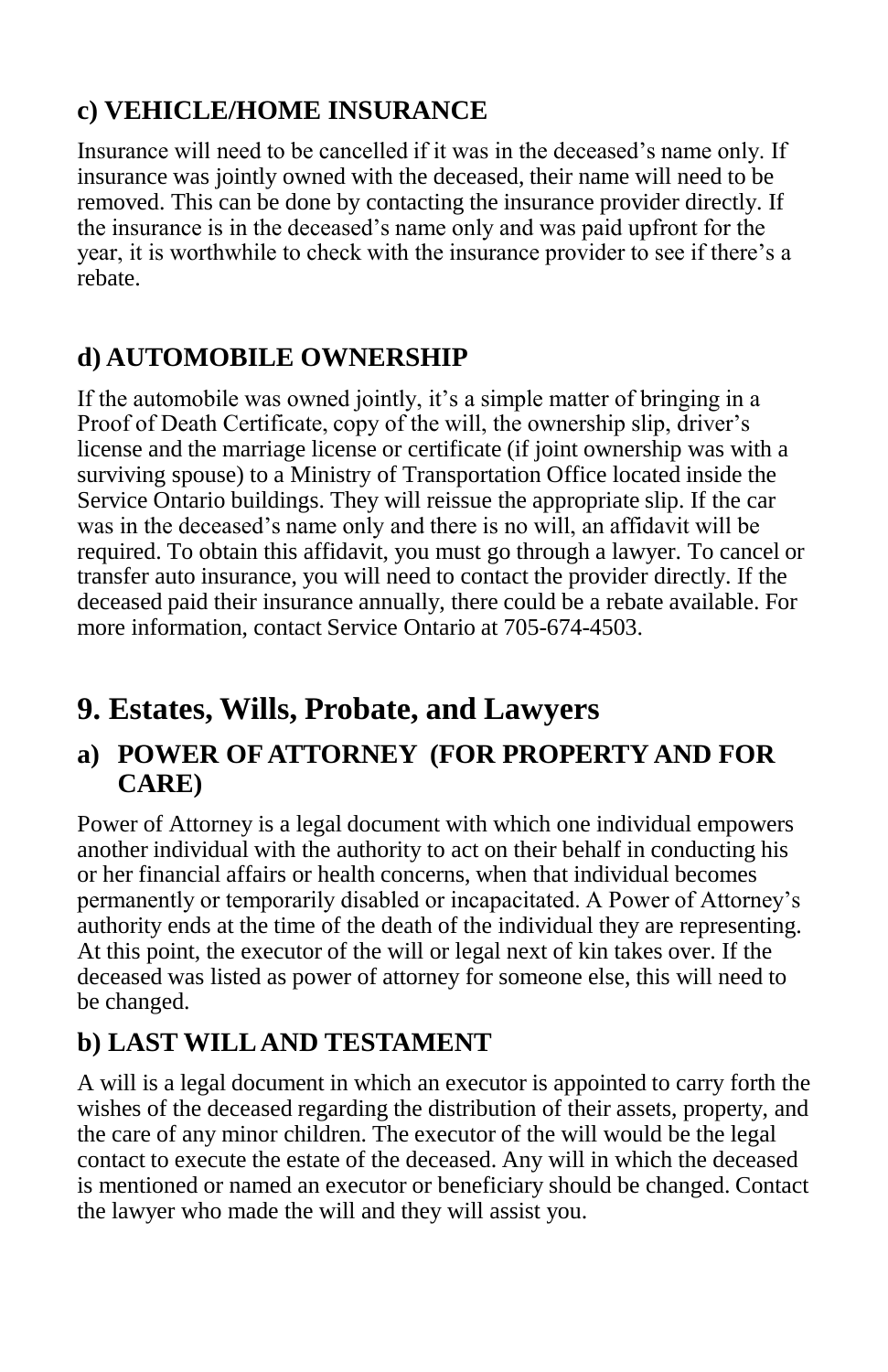### c) VEHICLE/HOME INSURANCE

Insurance will need to be cancelled if it was in the deceased's name only. If insurance was jointly owned with the deceased, their name will need to be removed. This can be done by contacting the insurance provider directly. If the insurance is in the deceased's name only and was paid upfront for the year, it is worthwhile to check with the insurance provider to see if there's a rebate.

### d) AUTOMOBILE OWNERSHIP

If the automobile was owned jointly, it's a simple matter of bringing in a Proof of Death Certificate, copy of the will, the ownership slip, driver's license and the marriage license or certificate (if joint ownership was with a surviving spouse) to a Ministry of Transportation Office located inside the Service Ontario buildings. They will reissue the appropriate slip. If the car was in the deceased's name only and there is no will, an affidavit will be required. To obtain this affidavit, you must go through a lawyer. To cancel or transfer auto insurance, you will need to contact the provider directly. If the deceased paid their insurance annually, there could be a rebate available. For more information, contact Service Ontario at 705-674-4503.

## 9. Estates, Wills, Probate, and Lawyers

### a) POWER OF ATTORNEY (FOR PROPERTY AND FOR CARE)

Power of Attorney is a legal document with which one individual empowers another individual with the authority to act on their behalf in conducting his or her financial affairs or health concerns, when that individual becomes permanently or temporarily disabled or incapacitated. A Power of Attorney's authority ends at the time of the death of the individual they are representing. At this point, the executor of the will or legal next of kin takes over. If the deceased was listed as power of attorney for someone else, this will need to be changed.

### b) LAST WILL AND TESTAMENT

A will is a legal document in which an executor is appointed to carry forth the wishes of the deceased regarding the distribution of their assets, property, and the care of any minor children. The executor of the will would be the legal contact to execute the estate of the deceased. Any will in which the deceased is mentioned or named an executor or beneficiary should be changed. Contact the lawyer who made the will and they will assist you.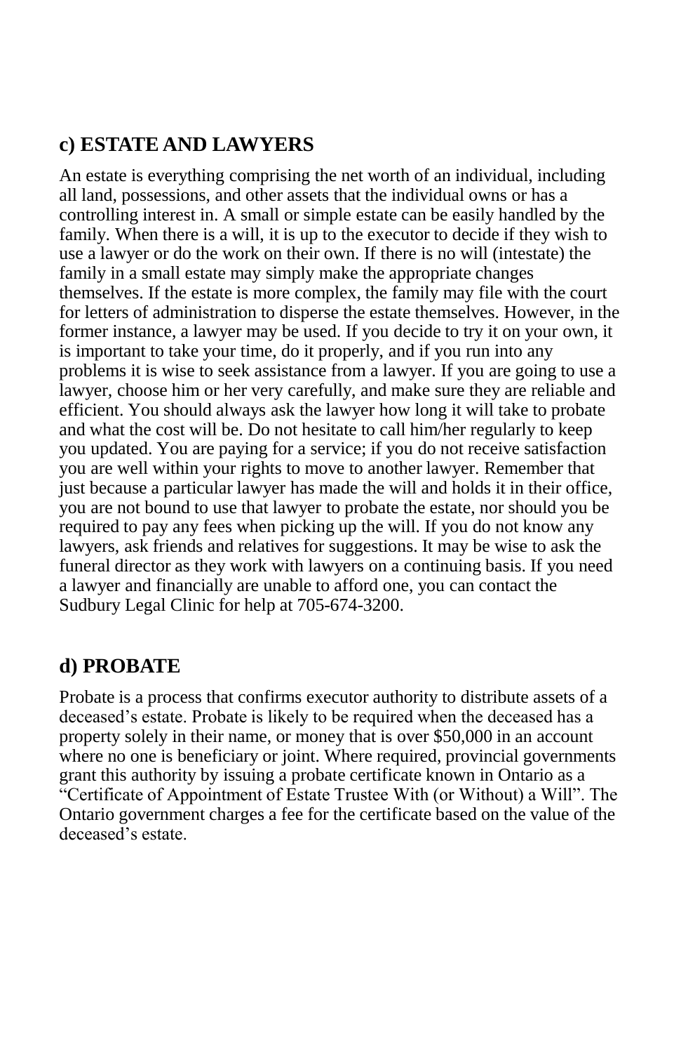## c) ESTATE AND LAWYERS

An estate is everything comprising the net worth of an individual, including all land, possessions, and other assets that the individual owns or has a controlling interest in. A small or simple estate can be easily handled by the family. When there is a will, it is up to the executor to decide if they wish to use a lawyer or do the work on their own. If there is no will (intestate) the family in a small estate may simply make the appropriate changes themselves. If the estate is more complex, the family may file with the court for letters of administration to disperse the estate themselves. However, in the former instance, a lawyer may be used. If you decide to try it on your own, it is important to take your time, do it properly, and if you run into any problems it is wise to seek assistance from a lawyer. If you are going to use a lawyer, choose him or her very carefully, and make sure they are reliable and efficient. You should always ask the lawyer how long it will take to probate and what the cost will be. Do not hesitate to call him/her regularly to keep you updated. You are paying for a service; if you do not receive satisfaction you are well within your rights to move to another lawyer. Remember that just because a particular lawyer has made the will and holds it in their office, you are not bound to use that lawyer to probate the estate, nor should you be required to pay any fees when picking up the will. If you do not know any lawyers, ask friends and relatives for suggestions. It may be wise to ask the funeral director as they work with lawyers on a continuing basis. If you need a lawyer and financially are unable to afford one, you can contact the Sudbury Legal Clinic for help at 705-674-3200.

## d) PROBATE

Probate is a process that confirms executor authority to distribute assets of a deceased's estate. Probate is likely to be required when the deceased has a property solely in their name, or money that is over $50,000 in an account where no one is beneficiary or joint. Where required, provincial governments grant this authority by issuing a probate certificate known in Ontario as a "Certificate of Appointment of Estate Trustee With (or Without) a Will". The Ontario government charges a fee for the certificate based on the value of the deceased's estate.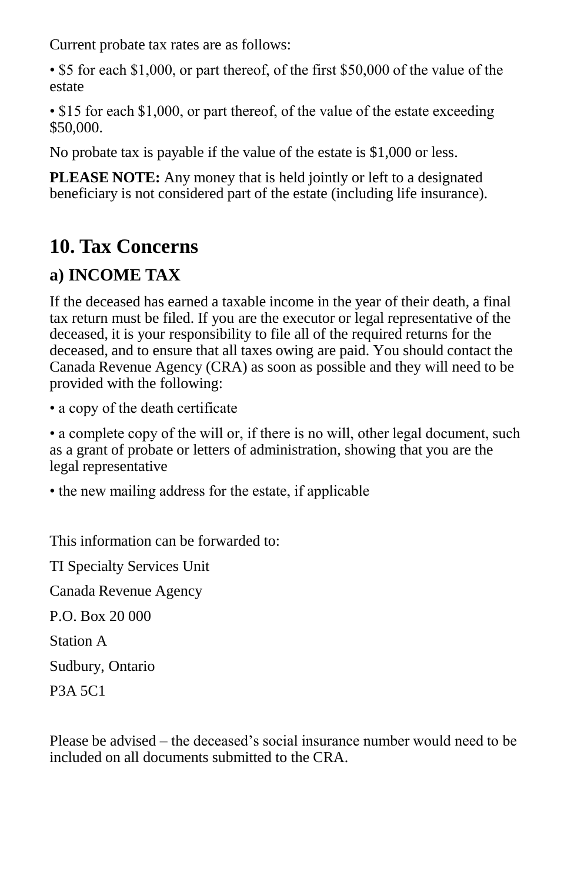Current probate tax rates are as follows:

• $5 for each $1,000, or part thereof, of the first $50,000 of the value of the estate

• $15 for each $1,000, or part thereof, of the value of the estate exceeding $50,000.

No probate tax is payable if the value of the estate is $1,000 or less.

**PLEASE NOTE:** Any money that is held jointly or left to a designated beneficiary is not considered part of the estate (including life insurance).

## 10. Tax Concerns

### a) INCOME TAX

If the deceased has earned a taxable income in the year of their death, a final tax return must be filed. If you are the executor or legal representative of the deceased, it is your responsibility to file all of the required returns for the deceased, and to ensure that all taxes owing are paid. You should contact the Canada Revenue Agency (CRA) as soon as possible and they will need to be provided with the following:

• a copy of the death certificate

• a complete copy of the will or, if there is no will, other legal document, such as a grant of probate or letters of administration, showing that you are the legal representative

• the new mailing address for the estate, if applicable

This information can be forwarded to:

TI Specialty Services Unit

Canada Revenue Agency

P.O. Box 20 000

Station A

Sudbury, Ontario

P3A 5C1

Please be advised – the deceased's social insurance number would need to be included on all documents submitted to the CRA.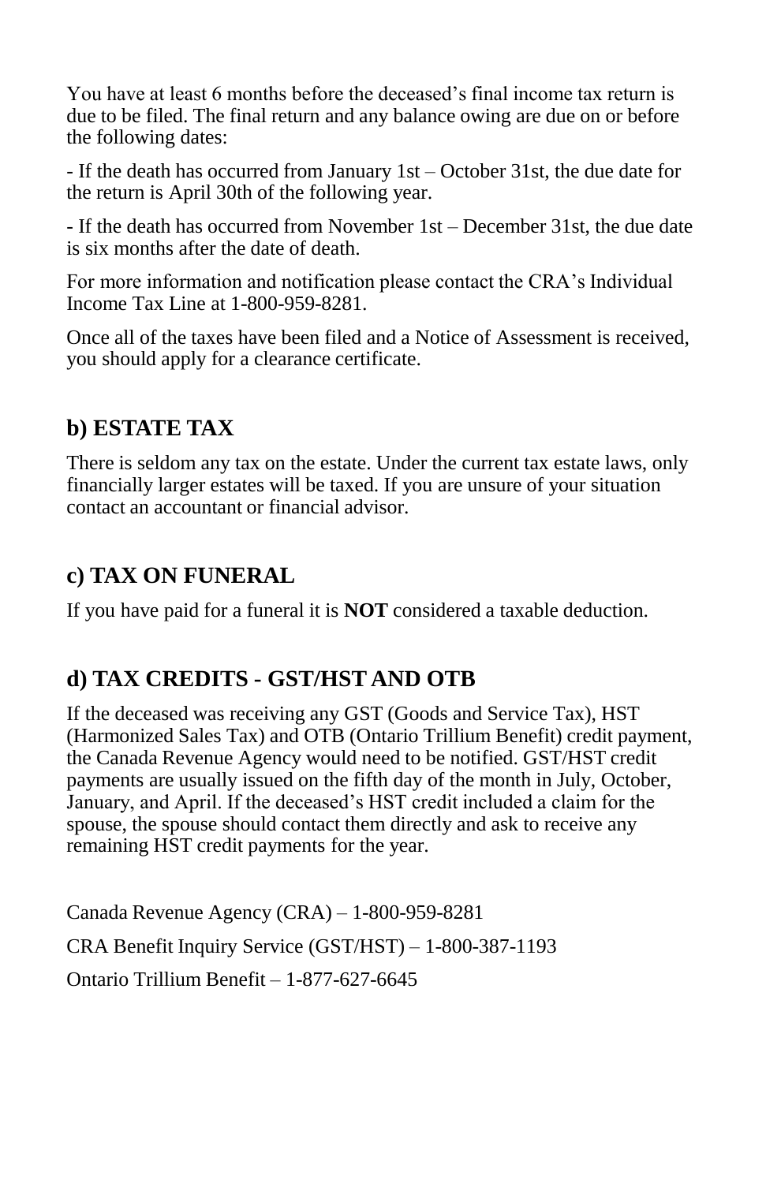You have at least 6 months before the deceased's final income tax return is due to be filed. The final return and any balance owing are due on or before the following dates:

- If the death has occurred from January 1st – October 31st, the due date for the return is April 30th of the following year.

- If the death has occurred from November 1st – December 31st, the due date is six months after the date of death.

For more information and notification please contact the CRA's Individual Income Tax Line at 1-800-959-8281.

Once all of the taxes have been filed and a Notice of Assessment is received, you should apply for a clearance certificate.

## b) ESTATE TAX

There is seldom any tax on the estate. Under the current tax estate laws, only financially larger estates will be taxed. If you are unsure of your situation contact an accountant or financial advisor.

## c) TAX ON FUNERAL

If you have paid for a funeral it is **NOT** considered a taxable deduction.

## d) TAX CREDITS - GST/HST AND OTB

If the deceased was receiving any GST (Goods and Service Tax), HST (Harmonized Sales Tax) and OTB (Ontario Trillium Benefit) credit payment, the Canada Revenue Agency would need to be notified. GST/HST credit payments are usually issued on the fifth day of the month in July, October, January, and April. If the deceased's HST credit included a claim for the spouse, the spouse should contact them directly and ask to receive any remaining HST credit payments for the year.

Canada Revenue Agency (CRA) – 1-800-959-8281

CRA Benefit Inquiry Service (GST/HST) – 1-800-387-1193

Ontario Trillium Benefit – 1-877-627-6645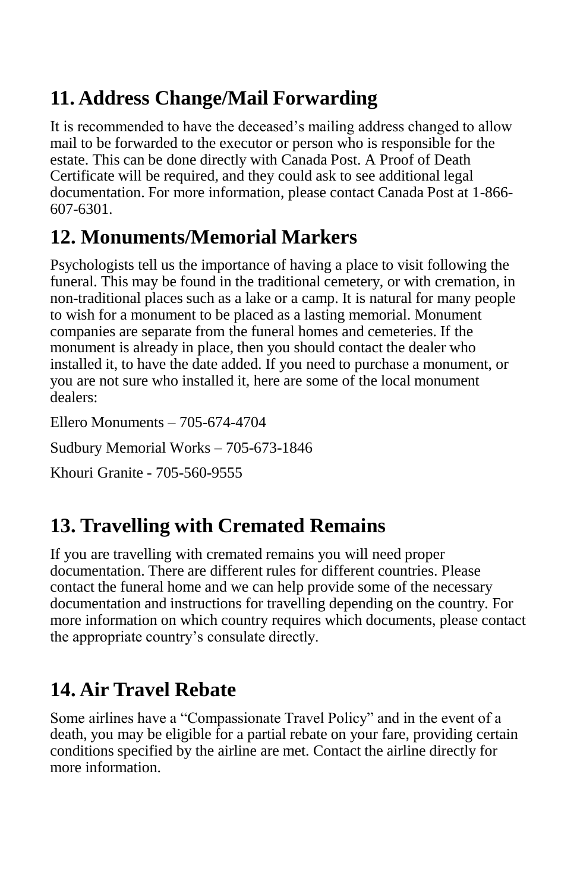## 11. Address Change/Mail Forwarding

It is recommended to have the deceased's mailing address changed to allow mail to be forwarded to the executor or person who is responsible for the estate. This can be done directly with Canada Post. A Proof of Death Certificate will be required, and they could ask to see additional legal documentation. For more information, please contact Canada Post at 1-866-607-6301.

## 12. Monuments/Memorial Markers

Psychologists tell us the importance of having a place to visit following the funeral. This may be found in the traditional cemetery, or with cremation, in non-traditional places such as a lake or a camp. It is natural for many people to wish for a monument to be placed as a lasting memorial. Monument companies are separate from the funeral homes and cemeteries. If the monument is already in place, then you should contact the dealer who installed it, to have the date added. If you need to purchase a monument, or you are not sure who installed it, here are some of the local monument dealers:

Ellero Monuments – 705-674-4704

Sudbury Memorial Works – 705-673-1846

Khouri Granite - 705-560-9555

## 13. Travelling with Cremated Remains

If you are travelling with cremated remains you will need proper documentation. There are different rules for different countries. Please contact the funeral home and we can help provide some of the necessary documentation and instructions for travelling depending on the country. For more information on which country requires which documents, please contact the appropriate country's consulate directly.

## 14. Air Travel Rebate

Some airlines have a "Compassionate Travel Policy" and in the event of a death, you may be eligible for a partial rebate on your fare, providing certain conditions specified by the airline are met. Contact the airline directly for more information.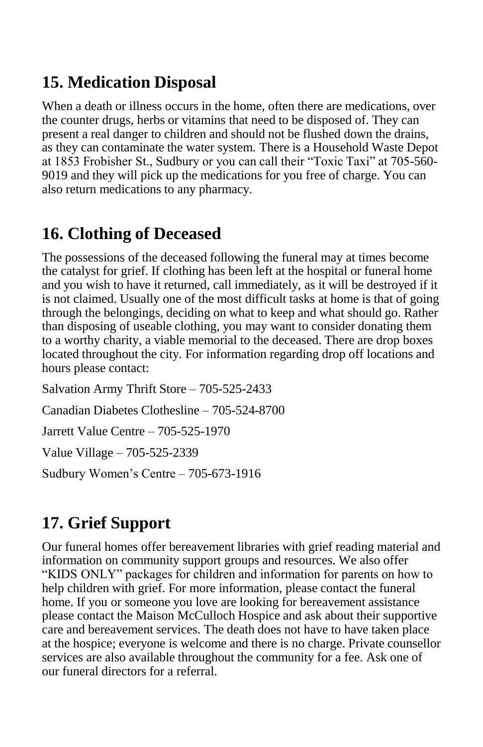## 15. Medication Disposal

When a death or illness occurs in the home, often there are medications, over the counter drugs, herbs or vitamins that need to be disposed of. They can present a real danger to children and should not be flushed down the drains, as they can contaminate the water system. There is a Household Waste Depot at 1853 Frobisher St., Sudbury or you can call their "Toxic Taxi" at 705-560-9019 and they will pick up the medications for you free of charge. You can also return medications to any pharmacy.

## 16. Clothing of Deceased

The possessions of the deceased following the funeral may at times become the catalyst for grief. If clothing has been left at the hospital or funeral home and you wish to have it returned, call immediately, as it will be destroyed if it is not claimed. Usually one of the most difficult tasks at home is that of going through the belongings, deciding on what to keep and what should go. Rather than disposing of useable clothing, you may want to consider donating them to a worthy charity, a viable memorial to the deceased. There are drop boxes located throughout the city. For information regarding drop off locations and hours please contact:

Salvation Army Thrift Store – 705-525-2433

Canadian Diabetes Clothesline – 705-524-8700

Jarrett Value Centre – 705-525-1970

Value Village – 705-525-2339

Sudbury Women's Centre – 705-673-1916

## 17. Grief Support

Our funeral homes offer bereavement libraries with grief reading material and information on community support groups and resources. We also offer "KIDS ONLY" packages for children and information for parents on how to help children with grief. For more information, please contact the funeral home. If you or someone you love are looking for bereavement assistance please contact the Maison McCulloch Hospice and ask about their supportive care and bereavement services. The death does not have to have taken place at the hospice; everyone is welcome and there is no charge. Private counsellor services are also available throughout the community for a fee. Ask one of our funeral directors for a referral.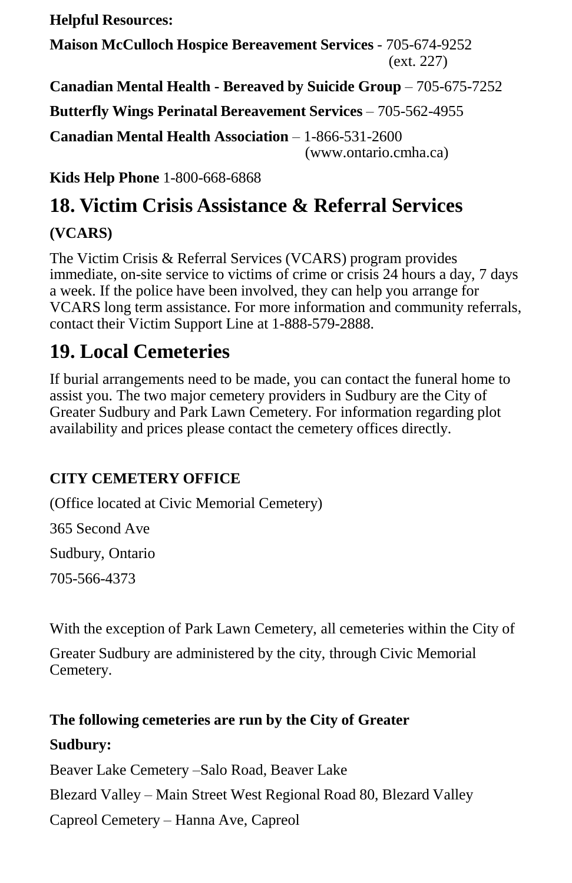**Helpful Resources:**

**Maison McCulloch Hospice Bereavement Services** - 705-674-9252 (ext. 227)

**Canadian Mental Health - Bereaved by Suicide Group** – 705-675-7252

**Butterfly Wings Perinatal Bereavement Services** – 705-562-4955

**Canadian Mental Health Association** – 1-866-531-2600 (www.ontario.cmha.ca)

**Kids Help Phone** 1-800-668-6868

## 18. Victim Crisis Assistance & Referral Services

**(VCARS)**

The Victim Crisis & Referral Services (VCARS) program provides immediate, on-site service to victims of crime or crisis 24 hours a day, 7 days a week. If the police have been involved, they can help you arrange for VCARS long term assistance. For more information and community referrals, contact their Victim Support Line at 1-888-579-2888.

## 19. Local Cemeteries

If burial arrangements need to be made, you can contact the funeral home to assist you. The two major cemetery providers in Sudbury are the City of Greater Sudbury and Park Lawn Cemetery. For information regarding plot availability and prices please contact the cemetery offices directly.

**CITY CEMETERY OFFICE**

(Office located at Civic Memorial Cemetery)

365 Second Ave

Sudbury, Ontario

705-566-4373

With the exception of Park Lawn Cemetery, all cemeteries within the City of Greater Sudbury are administered by the city, through Civic Memorial Cemetery.

**The following cemeteries are run by the City of Greater Sudbury:**

Beaver Lake Cemetery –Salo Road, Beaver Lake

Blezard Valley – Main Street West Regional Road 80, Blezard Valley

Capreol Cemetery – Hanna Ave, Capreol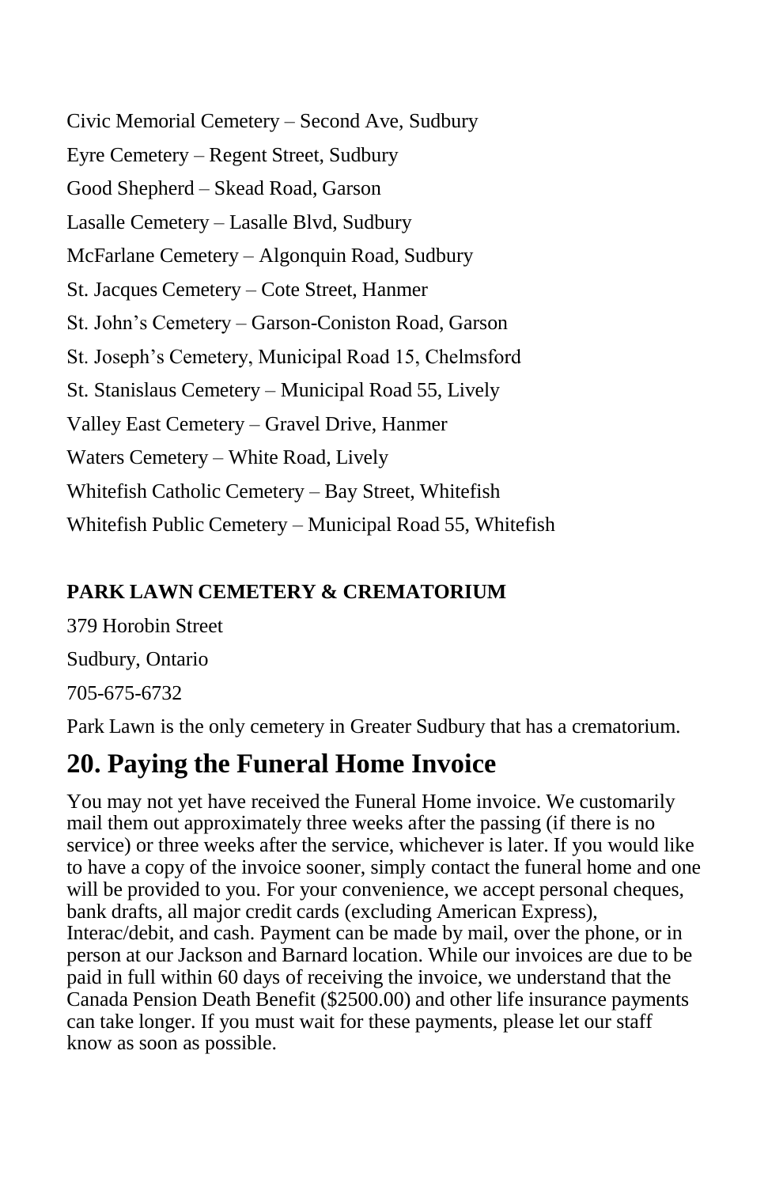Civic Memorial Cemetery – Second Ave, Sudbury

Eyre Cemetery – Regent Street, Sudbury

Good Shepherd – Skead Road, Garson

Lasalle Cemetery – Lasalle Blvd, Sudbury

McFarlane Cemetery – Algonquin Road, Sudbury

St. Jacques Cemetery – Cote Street, Hanmer

St. John's Cemetery – Garson-Coniston Road, Garson

St. Joseph's Cemetery, Municipal Road 15, Chelmsford

St. Stanislaus Cemetery – Municipal Road 55, Lively

Valley East Cemetery – Gravel Drive, Hanmer

Waters Cemetery – White Road, Lively

Whitefish Catholic Cemetery – Bay Street, Whitefish

Whitefish Public Cemetery – Municipal Road 55, Whitefish

**PARK LAWN CEMETERY & CREMATORIUM**

379 Horobin Street

Sudbury, Ontario

705-675-6732

Park Lawn is the only cemetery in Greater Sudbury that has a crematorium.

## 20. Paying the Funeral Home Invoice

You may not yet have received the Funeral Home invoice. We customarily mail them out approximately three weeks after the passing (if there is no service) or three weeks after the service, whichever is later. If you would like to have a copy of the invoice sooner, simply contact the funeral home and one will be provided to you. For your convenience, we accept personal cheques, bank drafts, all major credit cards (excluding American Express), Interac/debit, and cash. Payment can be made by mail, over the phone, or in person at our Jackson and Barnard location. While our invoices are due to be paid in full within 60 days of receiving the invoice, we understand that the Canada Pension Death Benefit ($2500.00) and other life insurance payments can take longer. If you must wait for these payments, please let our staff know as soon as possible.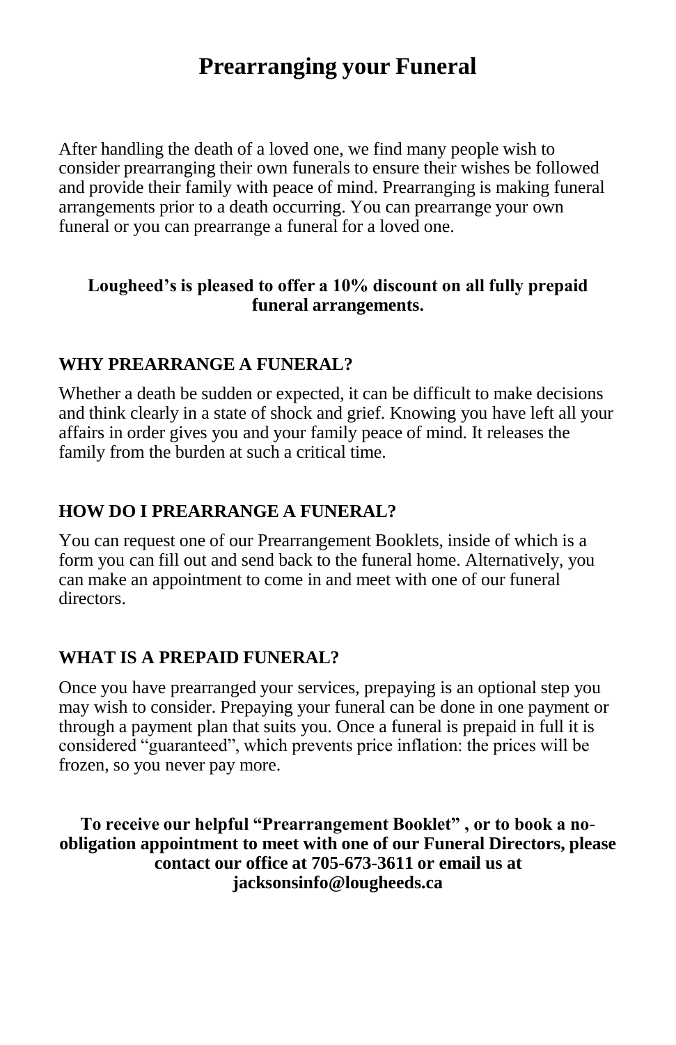# Prearranging your Funeral

After handling the death of a loved one, we find many people wish to consider prearranging their own funerals to ensure their wishes be followed and provide their family with peace of mind. Prearranging is making funeral arrangements prior to a death occurring. You can prearrange your own funeral or you can prearrange a funeral for a loved one.

**Lougheed's is pleased to offer a 10% discount on all fully prepaid funeral arrangements.**

## WHY PREARRANGE A FUNERAL?

Whether a death be sudden or expected, it can be difficult to make decisions and think clearly in a state of shock and grief. Knowing you have left all your affairs in order gives you and your family peace of mind. It releases the family from the burden at such a critical time.

## HOW DO I PREARRANGE A FUNERAL?

You can request one of our Prearrangement Booklets, inside of which is a form you can fill out and send back to the funeral home. Alternatively, you can make an appointment to come in and meet with one of our funeral directors.

## WHAT IS A PREPAID FUNERAL?

Once you have prearranged your services, prepaying is an optional step you may wish to consider. Prepaying your funeral can be done in one payment or through a payment plan that suits you. Once a funeral is prepaid in full it is considered "guaranteed", which prevents price inflation: the prices will be frozen, so you never pay more.

**To receive our helpful "Prearrangement Booklet" , or to book a no-obligation appointment to meet with one of our Funeral Directors, please contact our office at 705-673-3611 or email us at jacksonsinfo@lougheeds.ca**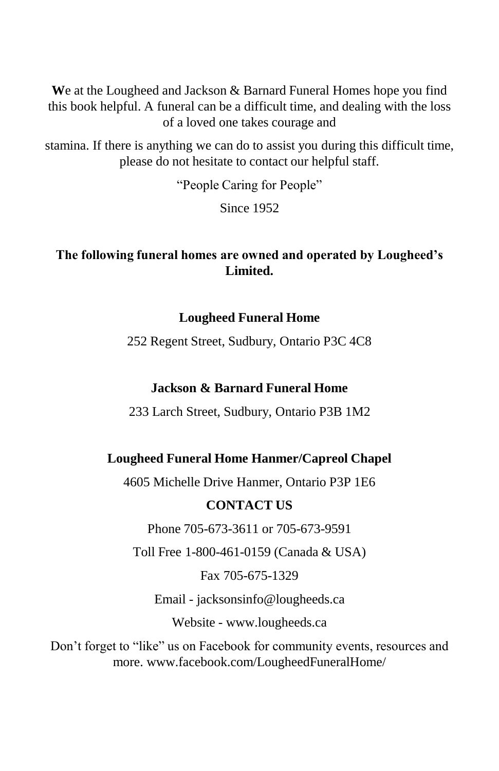**W**e at the Lougheed and Jackson & Barnard Funeral Homes hope you find this book helpful. A funeral can be a difficult time, and dealing with the loss of a loved one takes courage and stamina. If there is anything we can do to assist you during this difficult time, please do not hesitate to contact our helpful staff.

"People Caring for People"

Since 1952

**The following funeral homes are owned and operated by Lougheed's Limited.**

**Lougheed Funeral Home**

252 Regent Street, Sudbury, Ontario P3C 4C8

**Jackson & Barnard Funeral Home**

233 Larch Street, Sudbury, Ontario P3B 1M2

**Lougheed Funeral Home Hanmer/Capreol Chapel**

4605 Michelle Drive Hanmer, Ontario P3P 1E6

**CONTACT US**

Phone 705-673-3611 or 705-673-9591

Toll Free 1-800-461-0159 (Canada & USA)

Fax 705-675-1329

Email - jacksonsinfo@lougheeds.ca

Website - www.lougheeds.ca

Don't forget to "like" us on Facebook for community events, resources and more. www.facebook.com/LougheedFuneralHome/